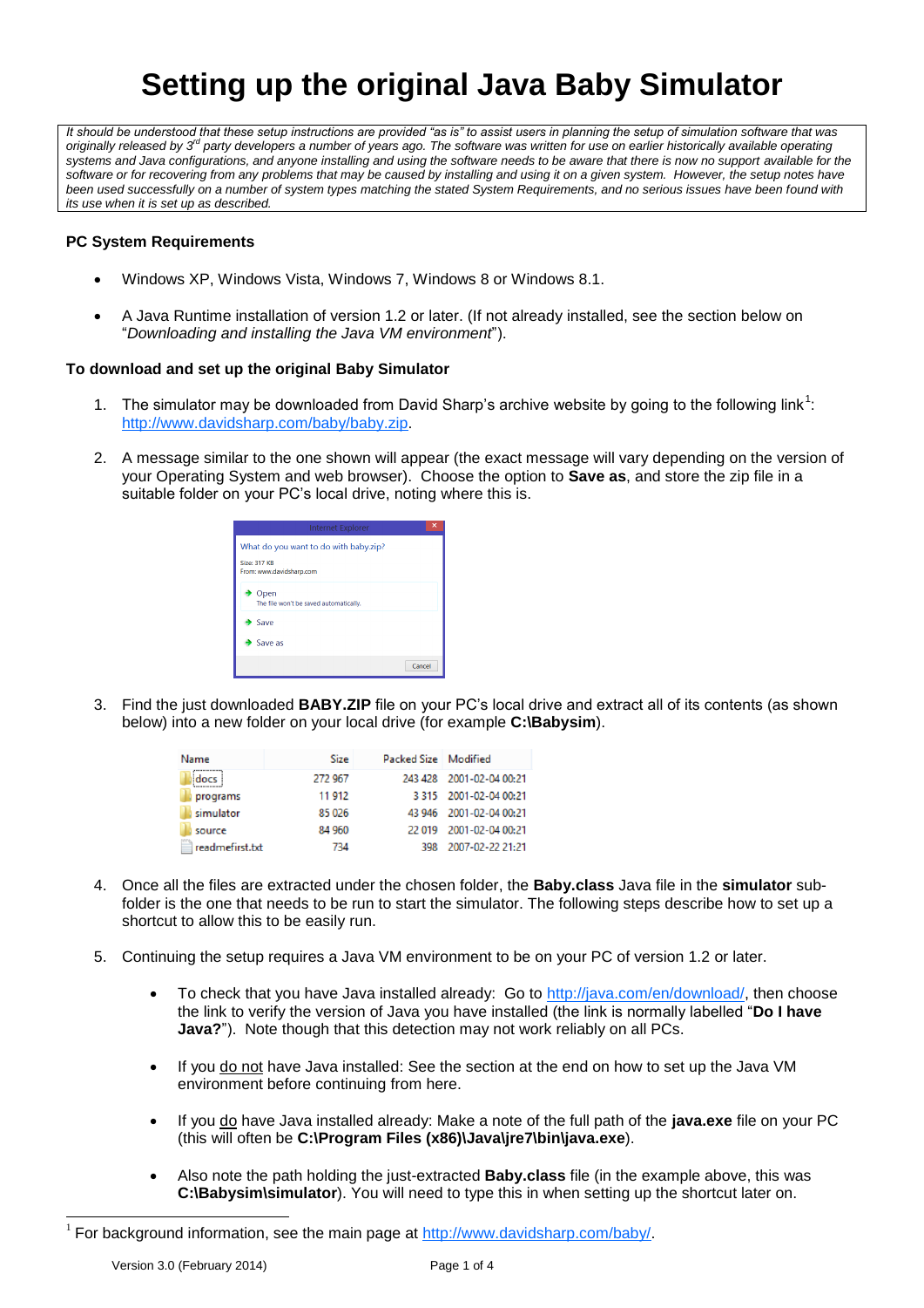# Setting up the original Java Baby Simulator

*It should be understood that these setup instructions are provided "as is" to assist users in planning the setup of simulation software that was originally released by 3rd party developers a number of years ago. The software was written for use on earlier historically available operating systems and Java configurations, and anyone installing and using the software needs to be aware that there is now no support available for the software or for recovering from any problems that may be caused by installing and using it on a given system. However, the setup notes have been used successfully on a number of system types matching the stated System Requirements, and no serious issues have been found with its use when it is set up as described.*

### PC System Requirements

- Windows XP, Windows Vista, Windows 7, Windows 8 or Windows 8.1.
- A Java Runtime installation of version 1.2 or later. (If not already installed, see the section below on "*Downloading and installing the Java VM environment*").

### To download and set up the original Baby Simulator

1. The simulator may be downloaded from David Sharp's archive website by going to the following link[1]: http://www.davidsharp.com/baby/baby.zip.

2. A message similar to the one shown will appear (the exact message will vary depending on the version of your Operating System and web browser). Choose the option to **Save as**, and store the zip file in a suitable folder on your PC's local drive, noting where this is.

   Internet Explorer

   What do you want to do with baby.zip?

   Size: 317 KB
   From: www.davidsharp.com

   Open — The file won't be saved automatically.
   Save
   Save as
   Cancel

3. Find the just downloaded **BABY.ZIP** file on your PC's local drive and extract all of its contents (as shown below) into a new folder on your local drive (for example **C:\Babysim**).

   | Name | Size | Packed Size | Modified |
   |---|---|---|---|
   | docs | 272 967 | 243 428 | 2001-02-04 00:21 |
   | programs | 11 912 | 3 315 | 2001-02-04 00:21 |
   | simulator | 85 026 | 43 946 | 2001-02-04 00:21 |
   | source | 84 960 | 22 019 | 2001-02-04 00:21 |
   | readmefirst.txt | 734 | 398 | 2007-02-22 21:21 |

4. Once all the files are extracted under the chosen folder, the **Baby.class** Java file in the **simulator** sub-folder is the one that needs to be run to start the simulator. The following steps describe how to set up a shortcut to allow this to be easily run.

5. Continuing the setup requires a Java VM environment to be on your PC of version 1.2 or later.

   - To check that you have Java installed already: Go to http://java.com/en/download/, then choose the link to verify the version of Java you have installed (the link is normally labelled "**Do I have Java?**"). Note though that this detection may not work reliably on all PCs.
   - If you do not have Java installed: See the section at the end on how to set up the Java VM environment before continuing from here.
   - If you do have Java installed already: Make a note of the full path of the **java.exe** file on your PC (this will often be **C:\Program Files (x86)\Java\jre7\bin\java.exe**).
   - Also note the path holding the just-extracted **Baby.class** file (in the example above, this was **C:\Babysim\simulator**). You will need to type this in when setting up the shortcut later on.

[1] For background information, see the main page at http://www.davidsharp.com/baby/.

Version 3.0 (February 2014)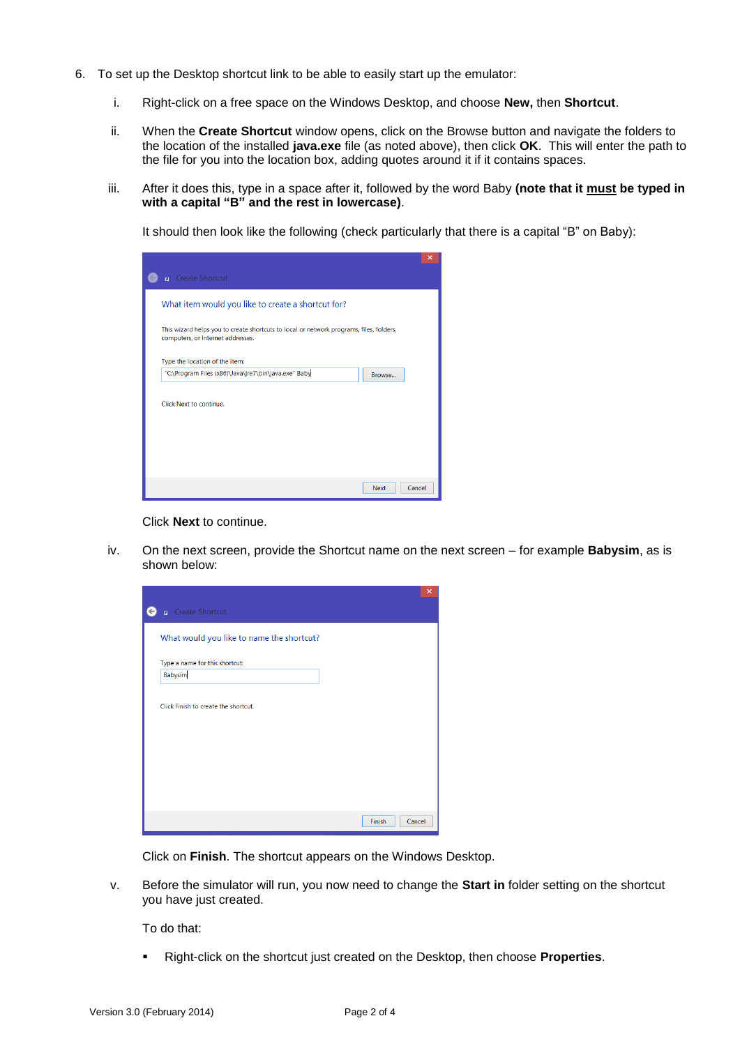6. To set up the Desktop shortcut link to be able to easily start up the emulator:

   i. Right-click on a free space on the Windows Desktop, and choose **New,** then **Shortcut**.

   ii. When the **Create Shortcut** window opens, click on the Browse button and navigate the folders to the location of the installed **java.exe** file (as noted above), then click **OK**. This will enter the path to the file for you into the location box, adding quotes around it if it contains spaces.

   iii. After it does this, type in a space after it, followed by the word Baby **(note that it <u>must</u> be typed in with a capital "B" and the rest in lowercase)**.

   It should then look like the following (check particularly that there is a capital "B" on Baby):

   Click **Next** to continue.

   iv. On the next screen, provide the Shortcut name on the next screen – for example **Babysim**, as is shown below:

   Click on **Finish**. The shortcut appears on the Windows Desktop.

   v. Before the simulator will run, you now need to change the **Start in** folder setting on the shortcut you have just created.

   To do that:

   - Right-click on the shortcut just created on the Desktop, then choose **Properties**.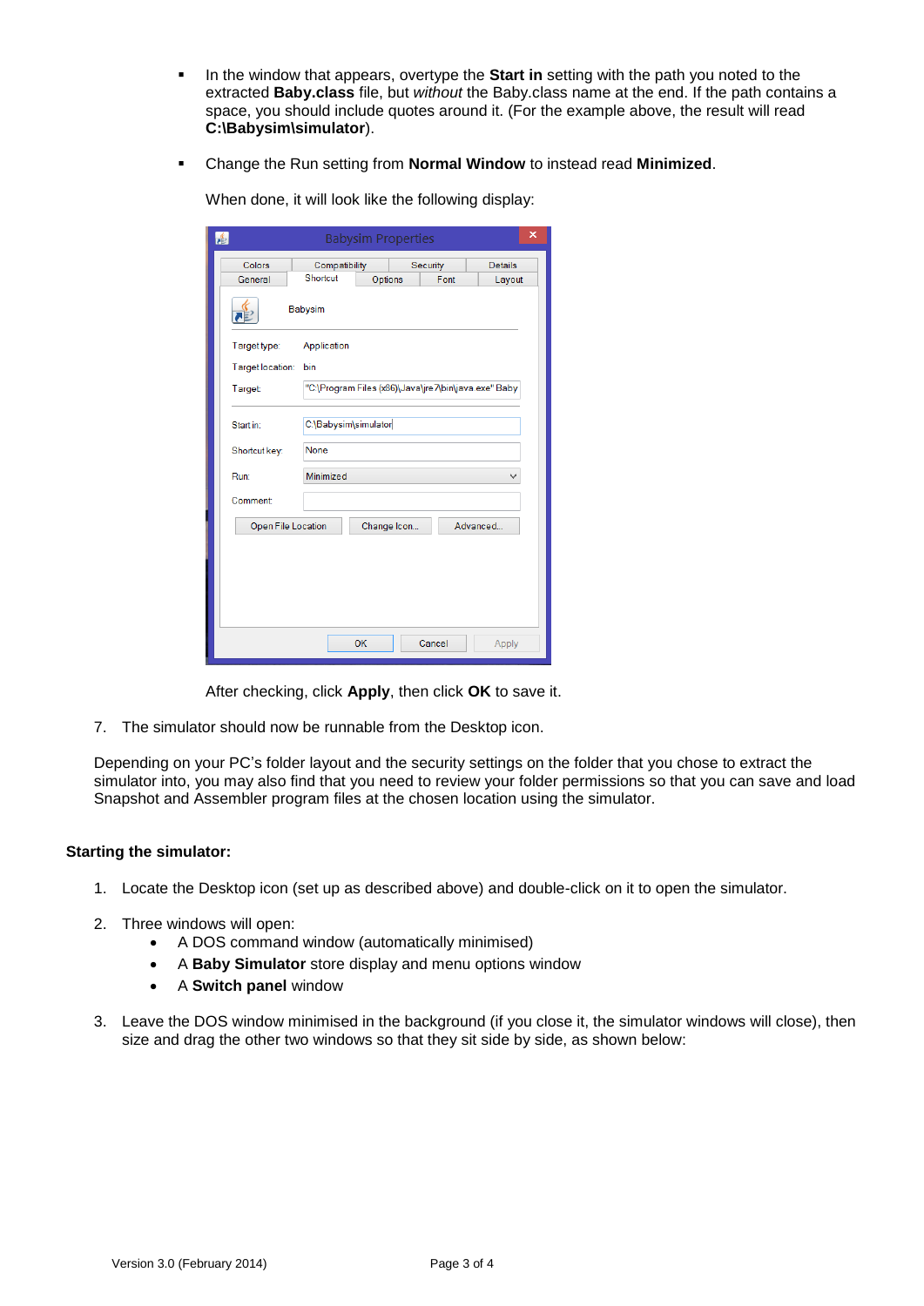- In the window that appears, overtype the **Start in** setting with the path you noted to the extracted **Baby.class** file, but *without* the Baby.class name at the end. If the path contains a space, you should include quotes around it. (For the example above, the result will read **C:\Babysim\simulator**).

- Change the Run setting from **Normal Window** to instead read **Minimized**.

  When done, it will look like the following display:

  After checking, click **Apply**, then click **OK** to save it.

7. The simulator should now be runnable from the Desktop icon.

Depending on your PC's folder layout and the security settings on the folder that you chose to extract the simulator into, you may also find that you need to review your folder permissions so that you can save and load Snapshot and Assembler program files at the chosen location using the simulator.

**Starting the simulator:**

1. Locate the Desktop icon (set up as described above) and double-click on it to open the simulator.

2. Three windows will open:
   - A DOS command window (automatically minimised)
   - A **Baby Simulator** store display and menu options window
   - A **Switch panel** window

3. Leave the DOS window minimised in the background (if you close it, the simulator windows will close), then size and drag the other two windows so that they sit side by side, as shown below: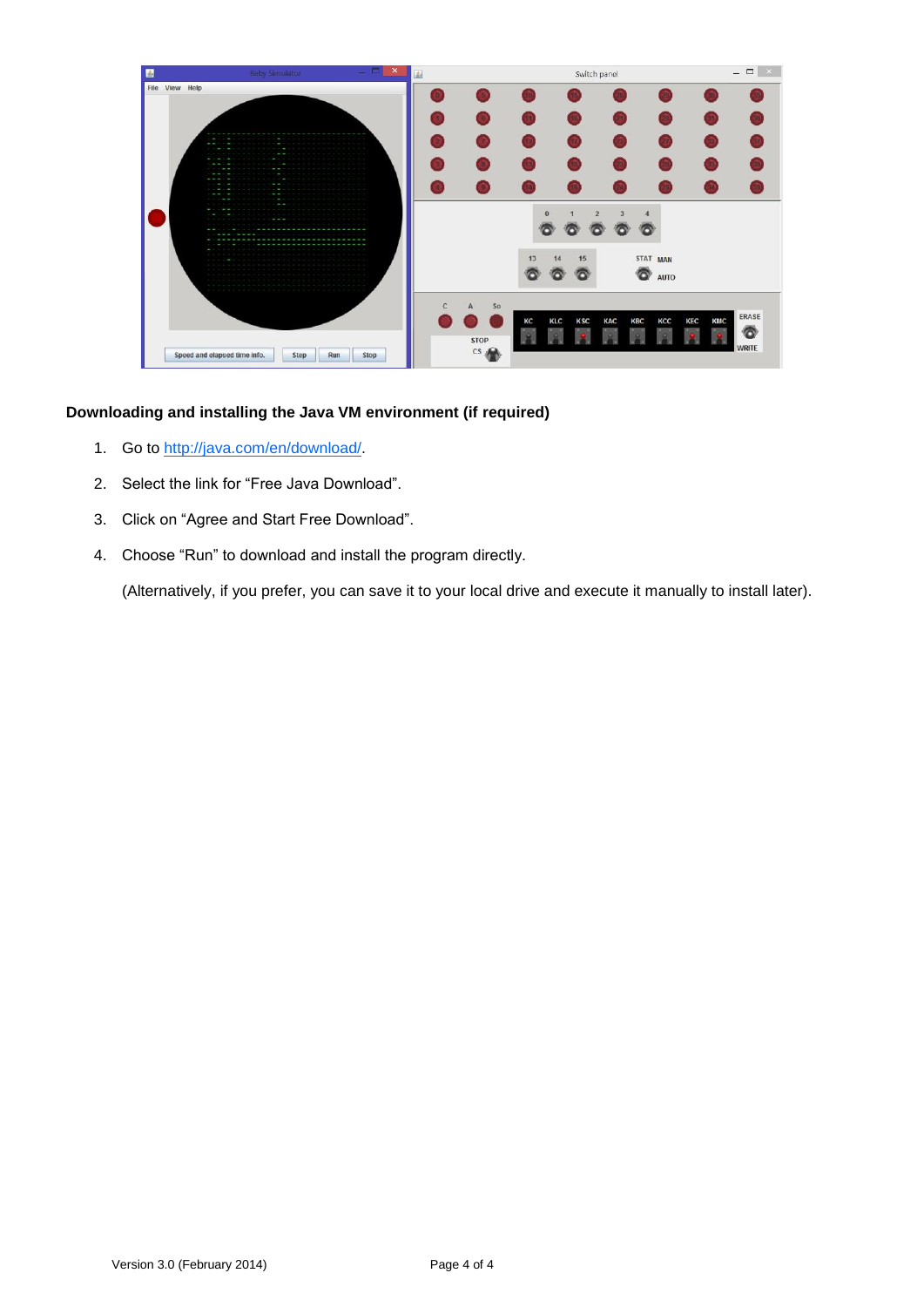**Downloading and installing the Java VM environment (if required)**

1. Go to http://java.com/en/download/.
2. Select the link for “Free Java Download”.
3. Click on “Agree and Start Free Download”.
4. Choose “Run” to download and install the program directly.

   (Alternatively, if you prefer, you can save it to your local drive and execute it manually to install later).

Version 3.0 (February 2014)